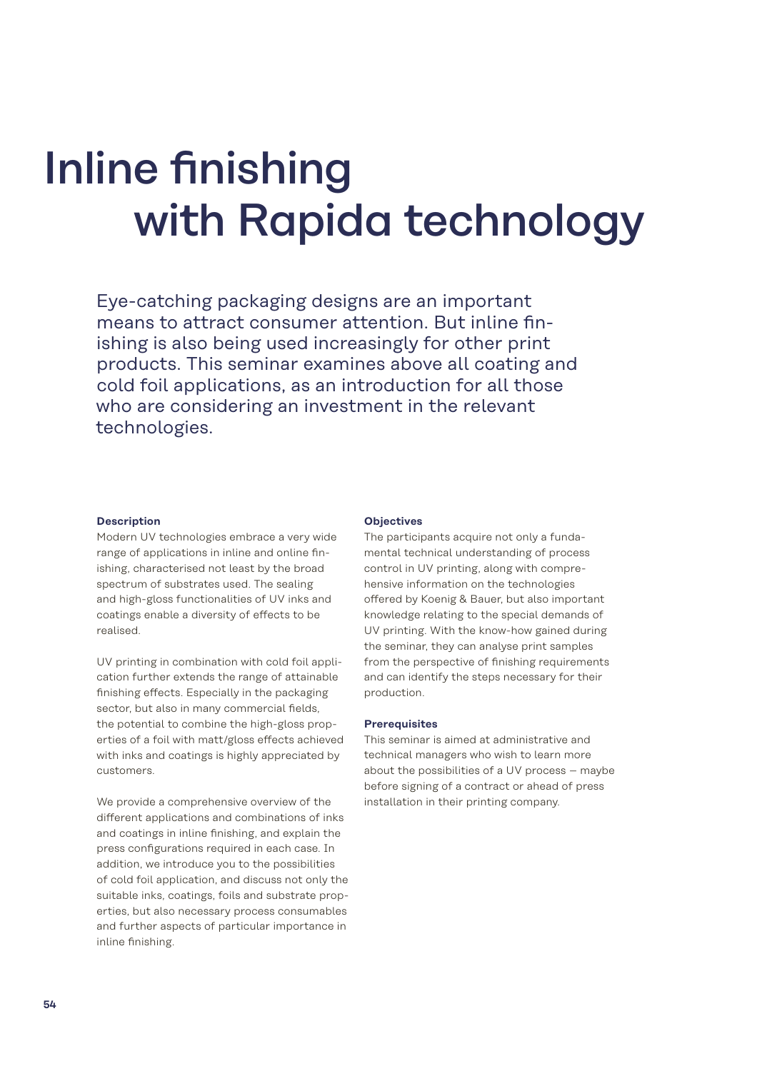# Inline finishing with Rapida technology

Eye-catching packaging designs are an important means to attract consumer attention. But inline finishing is also being used increasingly for other print products. This seminar examines above all coating and cold foil applications, as an introduction for all those who are considering an investment in the relevant technologies.

**Description**

Modern UV technologies embrace a very wide range of applications in inline and online finishing, characterised not least by the broad spectrum of substrates used. The sealing and high-gloss functionalities of UV inks and coatings enable a diversity of effects to be realised.

UV printing in combination with cold foil application further extends the range of attainable finishing effects. Especially in the packaging sector, but also in many commercial fields, the potential to combine the high-gloss properties of a foil with matt/gloss effects achieved with inks and coatings is highly appreciated by customers.

We provide a comprehensive overview of the different applications and combinations of inks and coatings in inline finishing, and explain the press configurations required in each case. In addition, we introduce you to the possibilities of cold foil application, and discuss not only the suitable inks, coatings, foils and substrate properties, but also necessary process consumables and further aspects of particular importance in inline finishing.

**Objectives**

The participants acquire not only a fundamental technical understanding of process control in UV printing, along with comprehensive information on the technologies offered by Koenig & Bauer, but also important knowledge relating to the special demands of UV printing. With the know-how gained during the seminar, they can analyse print samples from the perspective of finishing requirements and can identify the steps necessary for their production.

**Prerequisites**

This seminar is aimed at administrative and technical managers who wish to learn more about the possibilities of a UV process – maybe before signing of a contract or ahead of press installation in their printing company.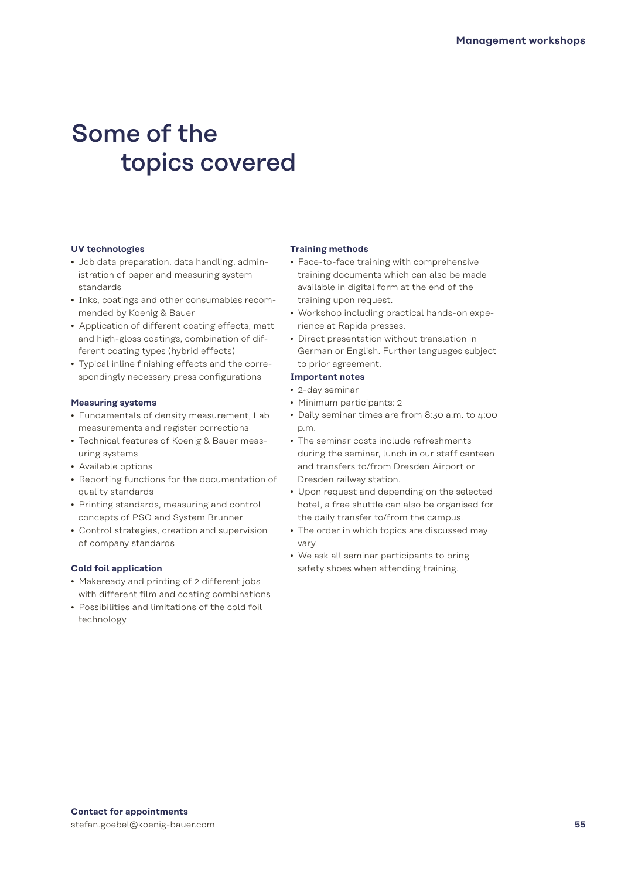# Some of the topics covered

**UV technologies**

- Job data preparation, data handling, administration of paper and measuring system standards
- Inks, coatings and other consumables recommended by Koenig & Bauer
- Application of different coating effects, matt and high-gloss coatings, combination of different coating types (hybrid effects)
- Typical inline finishing effects and the correspondingly necessary press configurations

**Measuring systems**

- Fundamentals of density measurement, Lab measurements and register corrections
- Technical features of Koenig & Bauer measuring systems
- Available options
- Reporting functions for the documentation of quality standards
- Printing standards, measuring and control concepts of PSO and System Brunner
- Control strategies, creation and supervision of company standards

**Cold foil application**

- Makeready and printing of 2 different jobs with different film and coating combinations
- Possibilities and limitations of the cold foil technology

**Training methods**

- Face-to-face training with comprehensive training documents which can also be made available in digital form at the end of the training upon request.
- Workshop including practical hands-on experience at Rapida presses.
- Direct presentation without translation in German or English. Further languages subject to prior agreement.

**Important notes**

- 2-day seminar
- Minimum participants: 2
- Daily seminar times are from 8:30 a.m. to 4:00 p.m.
- The seminar costs include refreshments during the seminar, lunch in our staff canteen and transfers to/from Dresden Airport or Dresden railway station.
- Upon request and depending on the selected hotel, a free shuttle can also be organised for the daily transfer to/from the campus.
- The order in which topics are discussed may vary.
- We ask all seminar participants to bring safety shoes when attending training.

**Contact for appointments**
stefan.goebel@koenig-bauer.com